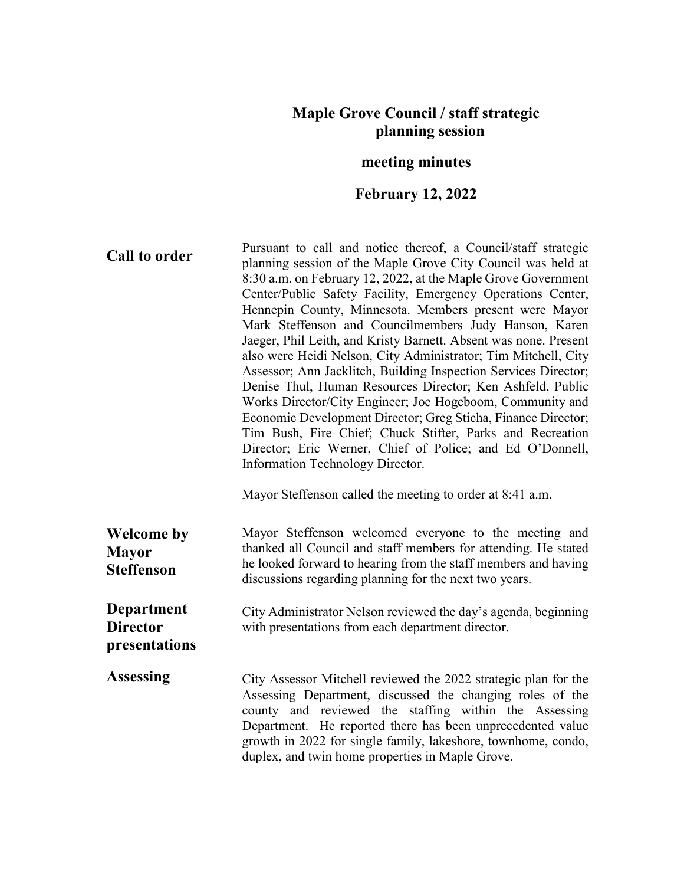# Maple Grove Council / staff strategic planning session

## meeting minutes

## February 12, 2022

**Call to order**

Pursuant to call and notice thereof, a Council/staff strategic planning session of the Maple Grove City Council was held at 8:30 a.m. on February 12, 2022, at the Maple Grove Government Center/Public Safety Facility, Emergency Operations Center, Hennepin County, Minnesota. Members present were Mayor Mark Steffenson and Councilmembers Judy Hanson, Karen Jaeger, Phil Leith, and Kristy Barnett. Absent was none. Present also were Heidi Nelson, City Administrator; Tim Mitchell, City Assessor; Ann Jacklitch, Building Inspection Services Director; Denise Thul, Human Resources Director; Ken Ashfeld, Public Works Director/City Engineer; Joe Hogeboom, Community and Economic Development Director; Greg Sticha, Finance Director; Tim Bush, Fire Chief; Chuck Stifter, Parks and Recreation Director; Eric Werner, Chief of Police; and Ed O'Donnell, Information Technology Director.

Mayor Steffenson called the meeting to order at 8:41 a.m.

**Welcome by Mayor Steffenson**

Mayor Steffenson welcomed everyone to the meeting and thanked all Council and staff members for attending. He stated he looked forward to hearing from the staff members and having discussions regarding planning for the next two years.

**Department Director presentations**

City Administrator Nelson reviewed the day's agenda, beginning with presentations from each department director.

**Assessing**

City Assessor Mitchell reviewed the 2022 strategic plan for the Assessing Department, discussed the changing roles of the county and reviewed the staffing within the Assessing Department. He reported there has been unprecedented value growth in 2022 for single family, lakeshore, townhome, condo, duplex, and twin home properties in Maple Grove.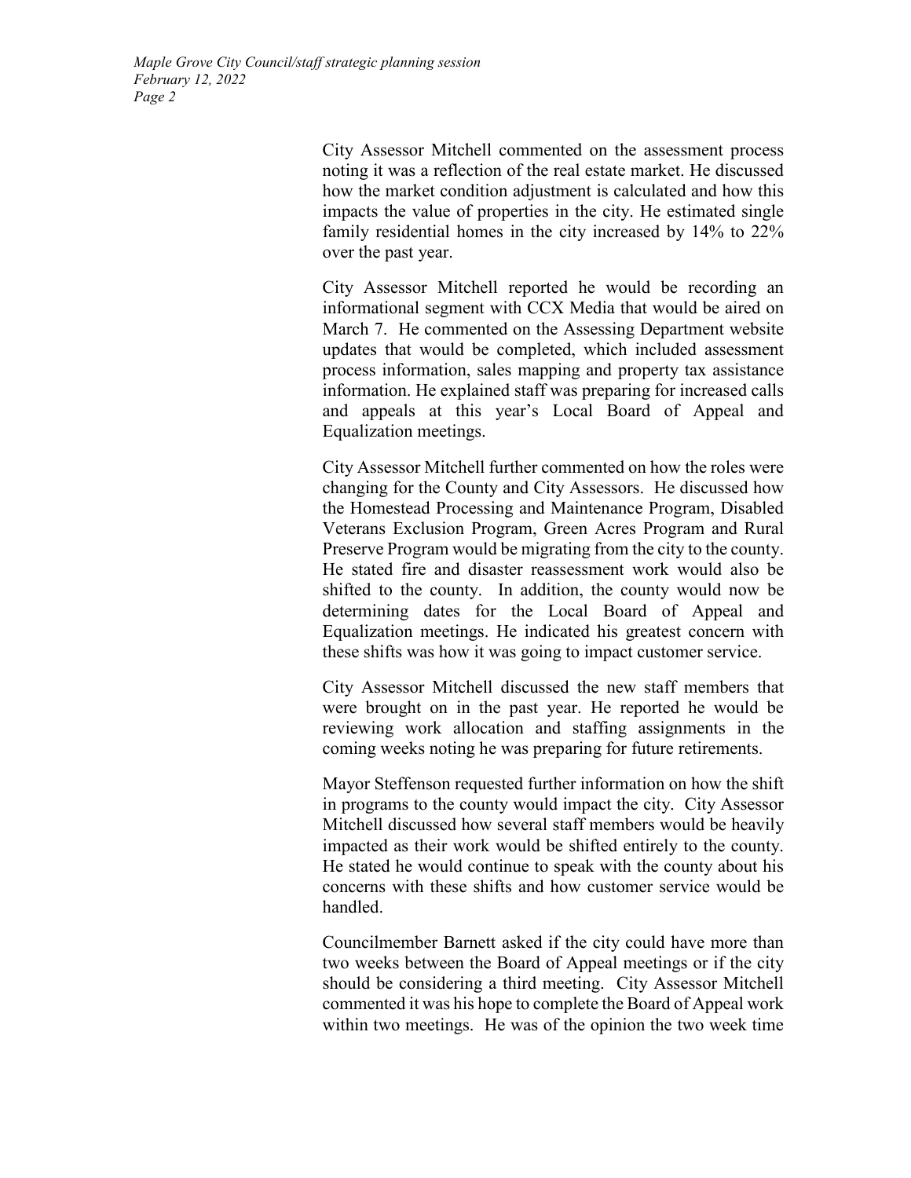City Assessor Mitchell commented on the assessment process noting it was a reflection of the real estate market. He discussed how the market condition adjustment is calculated and how this impacts the value of properties in the city. He estimated single family residential homes in the city increased by 14% to 22% over the past year.

City Assessor Mitchell reported he would be recording an informational segment with CCX Media that would be aired on March 7. He commented on the Assessing Department website updates that would be completed, which included assessment process information, sales mapping and property tax assistance information. He explained staff was preparing for increased calls and appeals at this year's Local Board of Appeal and Equalization meetings.

City Assessor Mitchell further commented on how the roles were changing for the County and City Assessors. He discussed how the Homestead Processing and Maintenance Program, Disabled Veterans Exclusion Program, Green Acres Program and Rural Preserve Program would be migrating from the city to the county. He stated fire and disaster reassessment work would also be shifted to the county. In addition, the county would now be determining dates for the Local Board of Appeal and Equalization meetings. He indicated his greatest concern with these shifts was how it was going to impact customer service.

City Assessor Mitchell discussed the new staff members that were brought on in the past year. He reported he would be reviewing work allocation and staffing assignments in the coming weeks noting he was preparing for future retirements.

Mayor Steffenson requested further information on how the shift in programs to the county would impact the city. City Assessor Mitchell discussed how several staff members would be heavily impacted as their work would be shifted entirely to the county. He stated he would continue to speak with the county about his concerns with these shifts and how customer service would be handled.

Councilmember Barnett asked if the city could have more than two weeks between the Board of Appeal meetings or if the city should be considering a third meeting. City Assessor Mitchell commented it was his hope to complete the Board of Appeal work within two meetings. He was of the opinion the two week time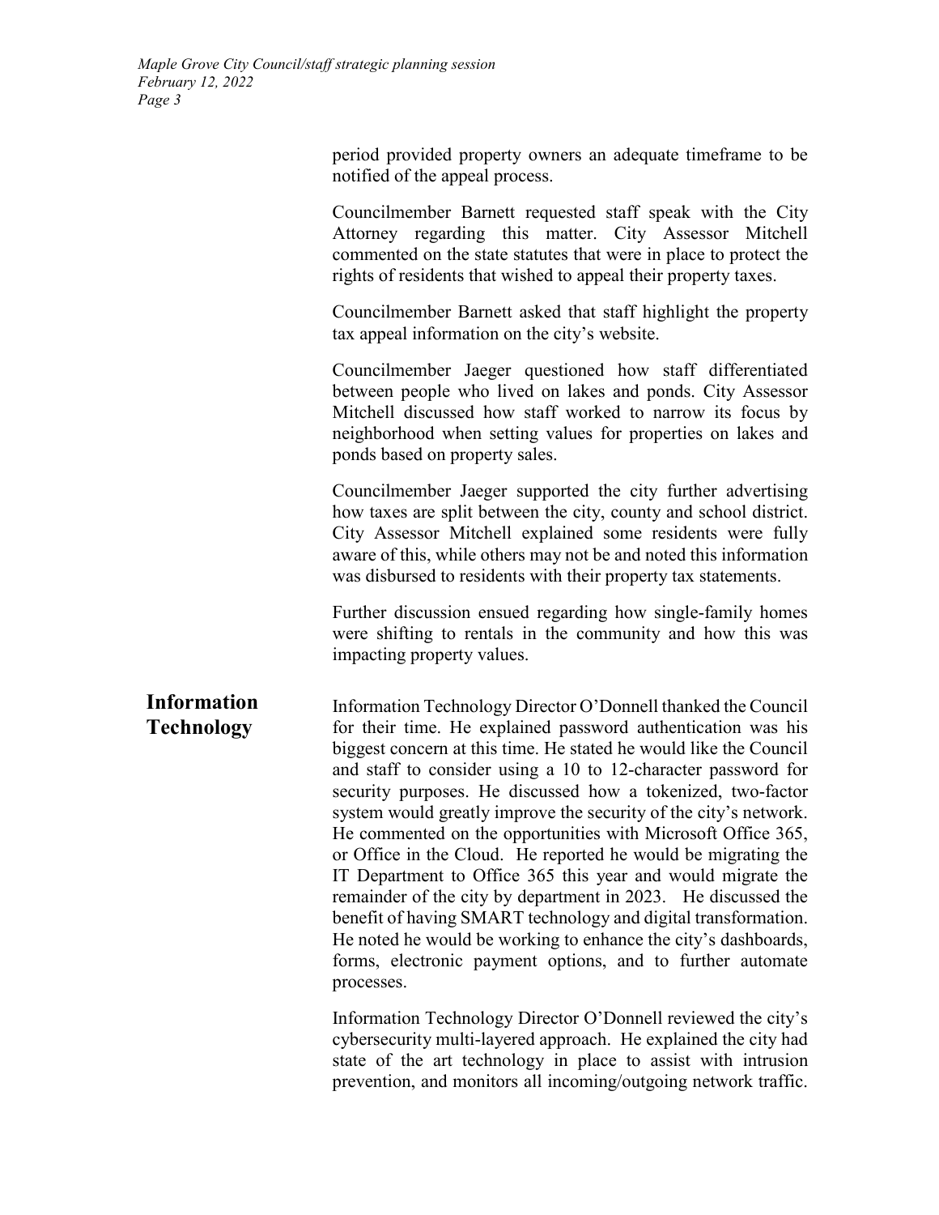period provided property owners an adequate timeframe to be notified of the appeal process.

Councilmember Barnett requested staff speak with the City Attorney regarding this matter. City Assessor Mitchell commented on the state statutes that were in place to protect the rights of residents that wished to appeal their property taxes.

Councilmember Barnett asked that staff highlight the property tax appeal information on the city's website.

Councilmember Jaeger questioned how staff differentiated between people who lived on lakes and ponds. City Assessor Mitchell discussed how staff worked to narrow its focus by neighborhood when setting values for properties on lakes and ponds based on property sales.

Councilmember Jaeger supported the city further advertising how taxes are split between the city, county and school district. City Assessor Mitchell explained some residents were fully aware of this, while others may not be and noted this information was disbursed to residents with their property tax statements.

Further discussion ensued regarding how single-family homes were shifting to rentals in the community and how this was impacting property values.

## Information Technology

Information Technology Director O'Donnell thanked the Council for their time. He explained password authentication was his biggest concern at this time. He stated he would like the Council and staff to consider using a 10 to 12-character password for security purposes. He discussed how a tokenized, two-factor system would greatly improve the security of the city's network. He commented on the opportunities with Microsoft Office 365, or Office in the Cloud. He reported he would be migrating the IT Department to Office 365 this year and would migrate the remainder of the city by department in 2023. He discussed the benefit of having SMART technology and digital transformation. He noted he would be working to enhance the city's dashboards, forms, electronic payment options, and to further automate processes.

Information Technology Director O'Donnell reviewed the city's cybersecurity multi-layered approach. He explained the city had state of the art technology in place to assist with intrusion prevention, and monitors all incoming/outgoing network traffic.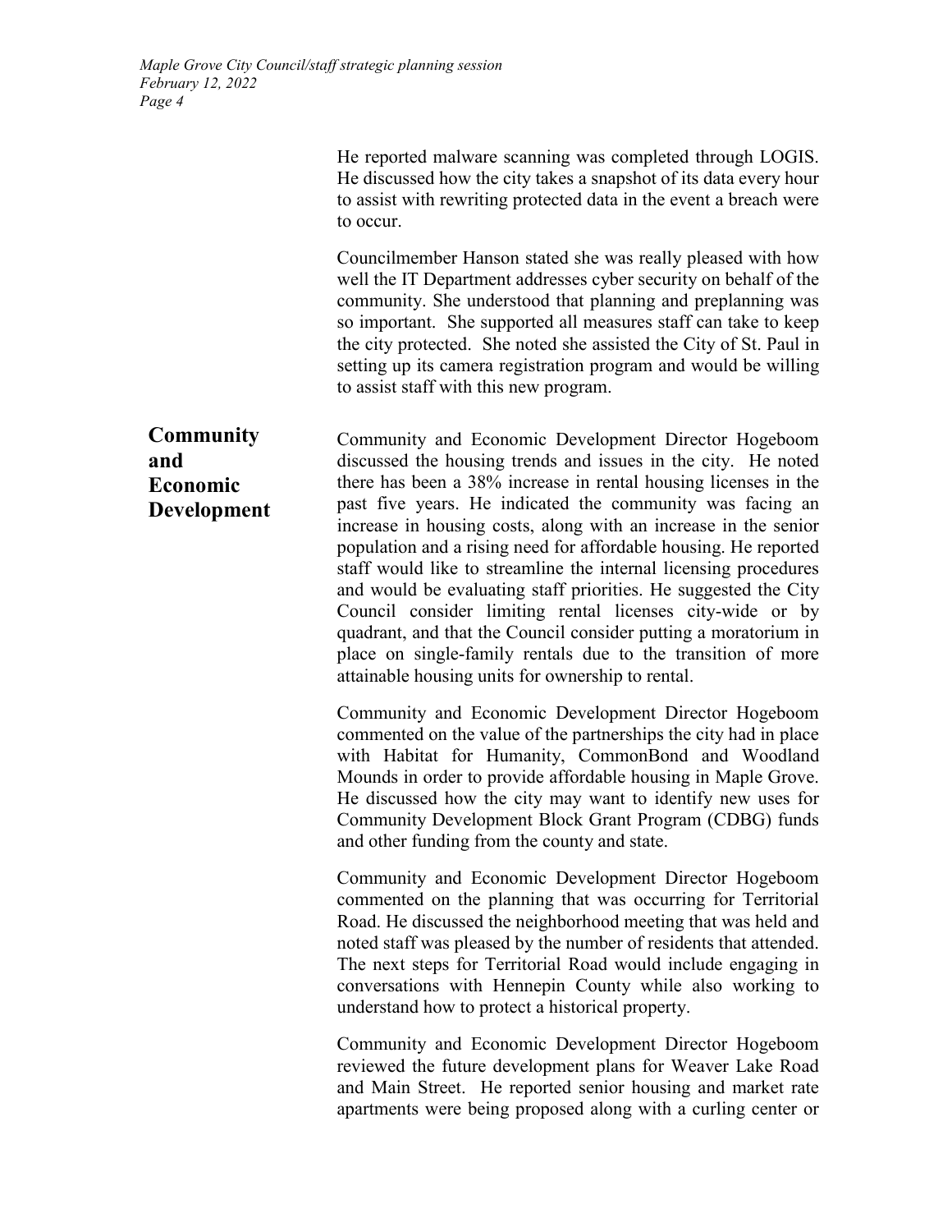He reported malware scanning was completed through LOGIS. He discussed how the city takes a snapshot of its data every hour to assist with rewriting protected data in the event a breach were to occur.

Councilmember Hanson stated she was really pleased with how well the IT Department addresses cyber security on behalf of the community. She understood that planning and preplanning was so important. She supported all measures staff can take to keep the city protected. She noted she assisted the City of St. Paul in setting up its camera registration program and would be willing to assist staff with this new program.

## Community and Economic Development

Community and Economic Development Director Hogeboom discussed the housing trends and issues in the city. He noted there has been a 38% increase in rental housing licenses in the past five years. He indicated the community was facing an increase in housing costs, along with an increase in the senior population and a rising need for affordable housing. He reported staff would like to streamline the internal licensing procedures and would be evaluating staff priorities. He suggested the City Council consider limiting rental licenses city-wide or by quadrant, and that the Council consider putting a moratorium in place on single-family rentals due to the transition of more attainable housing units for ownership to rental.

Community and Economic Development Director Hogeboom commented on the value of the partnerships the city had in place with Habitat for Humanity, CommonBond and Woodland Mounds in order to provide affordable housing in Maple Grove. He discussed how the city may want to identify new uses for Community Development Block Grant Program (CDBG) funds and other funding from the county and state.

Community and Economic Development Director Hogeboom commented on the planning that was occurring for Territorial Road. He discussed the neighborhood meeting that was held and noted staff was pleased by the number of residents that attended. The next steps for Territorial Road would include engaging in conversations with Hennepin County while also working to understand how to protect a historical property.

Community and Economic Development Director Hogeboom reviewed the future development plans for Weaver Lake Road and Main Street. He reported senior housing and market rate apartments were being proposed along with a curling center or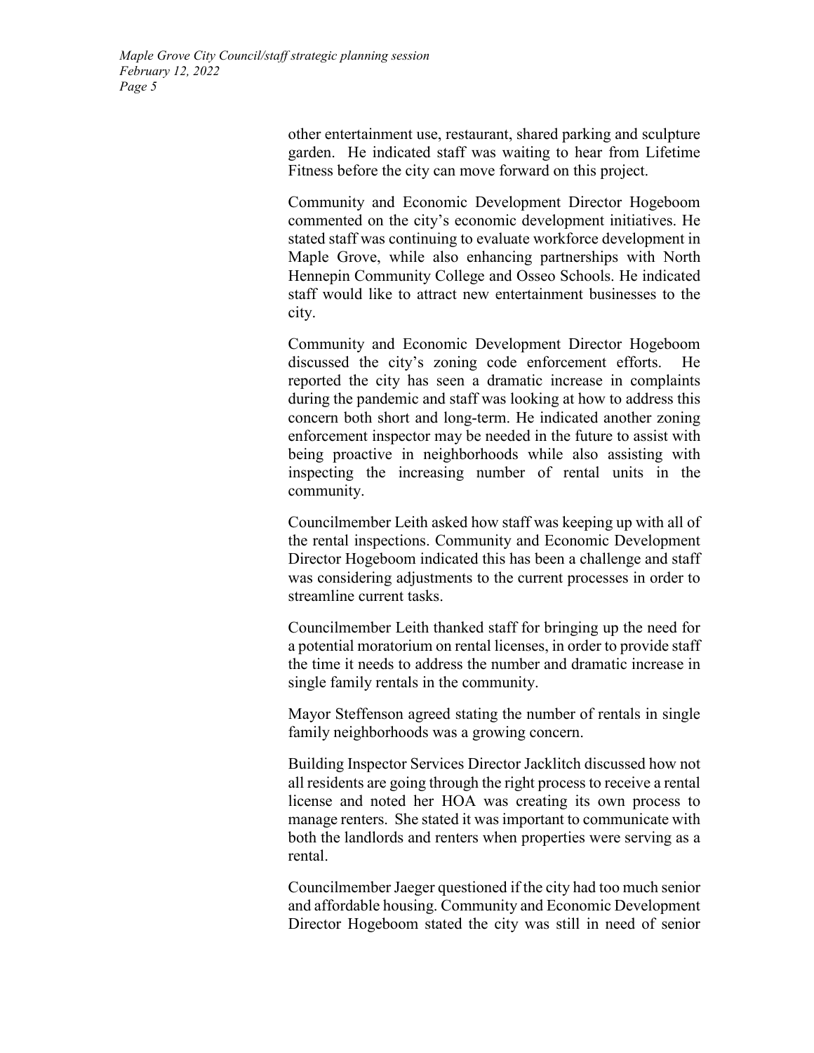other entertainment use, restaurant, shared parking and sculpture garden. He indicated staff was waiting to hear from Lifetime Fitness before the city can move forward on this project.

Community and Economic Development Director Hogeboom commented on the city's economic development initiatives. He stated staff was continuing to evaluate workforce development in Maple Grove, while also enhancing partnerships with North Hennepin Community College and Osseo Schools. He indicated staff would like to attract new entertainment businesses to the city.

Community and Economic Development Director Hogeboom discussed the city's zoning code enforcement efforts. He reported the city has seen a dramatic increase in complaints during the pandemic and staff was looking at how to address this concern both short and long-term. He indicated another zoning enforcement inspector may be needed in the future to assist with being proactive in neighborhoods while also assisting with inspecting the increasing number of rental units in the community.

Councilmember Leith asked how staff was keeping up with all of the rental inspections. Community and Economic Development Director Hogeboom indicated this has been a challenge and staff was considering adjustments to the current processes in order to streamline current tasks.

Councilmember Leith thanked staff for bringing up the need for a potential moratorium on rental licenses, in order to provide staff the time it needs to address the number and dramatic increase in single family rentals in the community.

Mayor Steffenson agreed stating the number of rentals in single family neighborhoods was a growing concern.

Building Inspector Services Director Jacklitch discussed how not all residents are going through the right process to receive a rental license and noted her HOA was creating its own process to manage renters. She stated it was important to communicate with both the landlords and renters when properties were serving as a rental.

Councilmember Jaeger questioned if the city had too much senior and affordable housing. Community and Economic Development Director Hogeboom stated the city was still in need of senior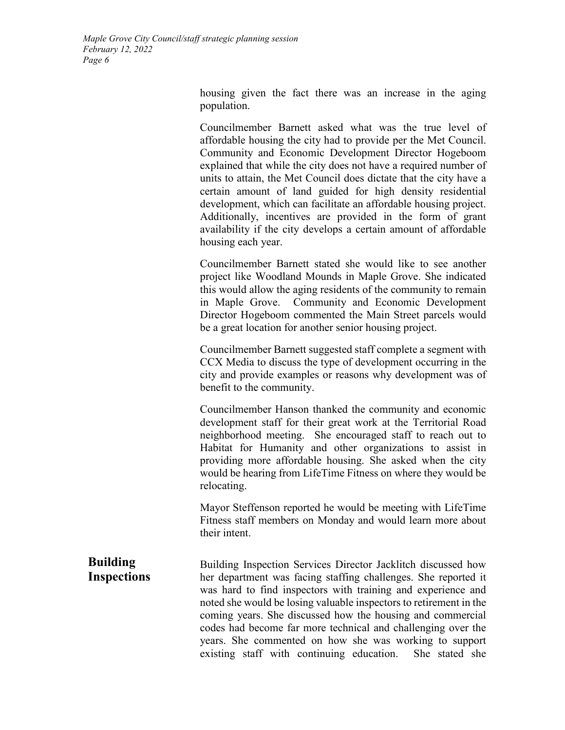housing given the fact there was an increase in the aging population.

Councilmember Barnett asked what was the true level of affordable housing the city had to provide per the Met Council. Community and Economic Development Director Hogeboom explained that while the city does not have a required number of units to attain, the Met Council does dictate that the city have a certain amount of land guided for high density residential development, which can facilitate an affordable housing project. Additionally, incentives are provided in the form of grant availability if the city develops a certain amount of affordable housing each year.

Councilmember Barnett stated she would like to see another project like Woodland Mounds in Maple Grove. She indicated this would allow the aging residents of the community to remain in Maple Grove. Community and Economic Development Director Hogeboom commented the Main Street parcels would be a great location for another senior housing project.

Councilmember Barnett suggested staff complete a segment with CCX Media to discuss the type of development occurring in the city and provide examples or reasons why development was of benefit to the community.

Councilmember Hanson thanked the community and economic development staff for their great work at the Territorial Road neighborhood meeting. She encouraged staff to reach out to Habitat for Humanity and other organizations to assist in providing more affordable housing. She asked when the city would be hearing from LifeTime Fitness on where they would be relocating.

Mayor Steffenson reported he would be meeting with LifeTime Fitness staff members on Monday and would learn more about their intent.

## Building Inspections

Building Inspection Services Director Jacklitch discussed how her department was facing staffing challenges. She reported it was hard to find inspectors with training and experience and noted she would be losing valuable inspectors to retirement in the coming years. She discussed how the housing and commercial codes had become far more technical and challenging over the years. She commented on how she was working to support existing staff with continuing education. She stated she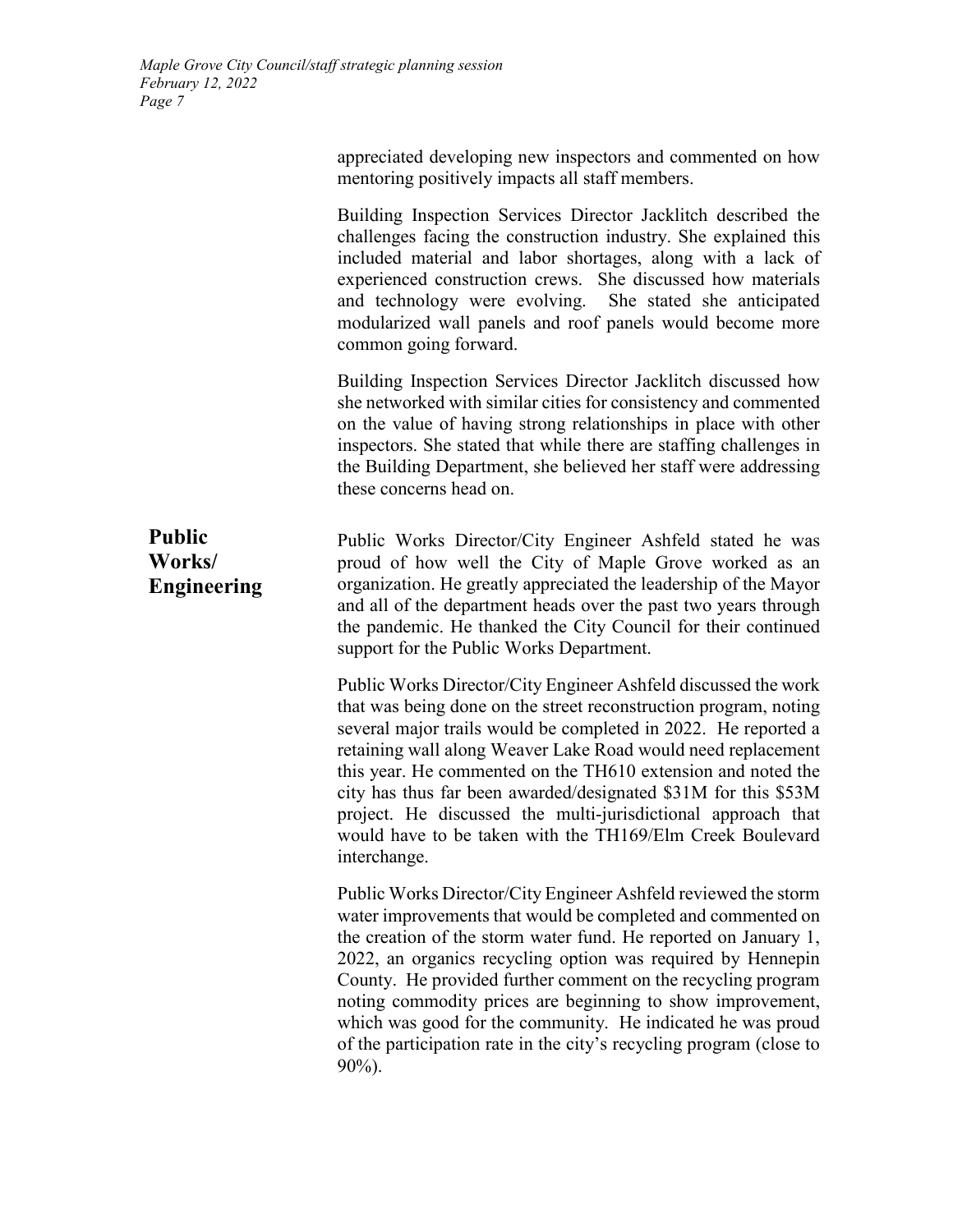appreciated developing new inspectors and commented on how mentoring positively impacts all staff members.

Building Inspection Services Director Jacklitch described the challenges facing the construction industry. She explained this included material and labor shortages, along with a lack of experienced construction crews. She discussed how materials and technology were evolving. She stated she anticipated modularized wall panels and roof panels would become more common going forward.

Building Inspection Services Director Jacklitch discussed how she networked with similar cities for consistency and commented on the value of having strong relationships in place with other inspectors. She stated that while there are staffing challenges in the Building Department, she believed her staff were addressing these concerns head on.

## Public Works/ Engineering

Public Works Director/City Engineer Ashfeld stated he was proud of how well the City of Maple Grove worked as an organization. He greatly appreciated the leadership of the Mayor and all of the department heads over the past two years through the pandemic. He thanked the City Council for their continued support for the Public Works Department.

Public Works Director/City Engineer Ashfeld discussed the work that was being done on the street reconstruction program, noting several major trails would be completed in 2022. He reported a retaining wall along Weaver Lake Road would need replacement this year. He commented on the TH610 extension and noted the city has thus far been awarded/designated $31M for this $53M project. He discussed the multi-jurisdictional approach that would have to be taken with the TH169/Elm Creek Boulevard interchange.

Public Works Director/City Engineer Ashfeld reviewed the storm water improvements that would be completed and commented on the creation of the storm water fund. He reported on January 1, 2022, an organics recycling option was required by Hennepin County. He provided further comment on the recycling program noting commodity prices are beginning to show improvement, which was good for the community. He indicated he was proud of the participation rate in the city's recycling program (close to 90%).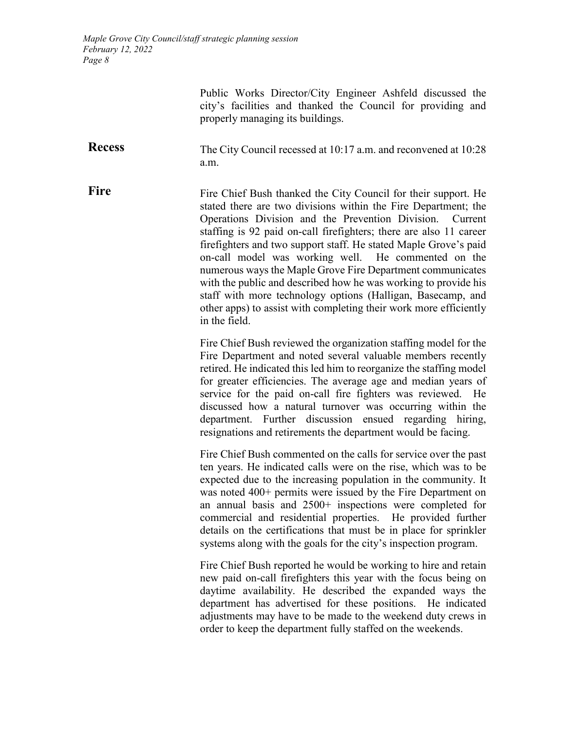Public Works Director/City Engineer Ashfeld discussed the city's facilities and thanked the Council for providing and properly managing its buildings.

**Recess**

The City Council recessed at 10:17 a.m. and reconvened at 10:28 a.m.

**Fire**

Fire Chief Bush thanked the City Council for their support. He stated there are two divisions within the Fire Department; the Operations Division and the Prevention Division. Current staffing is 92 paid on-call firefighters; there are also 11 career firefighters and two support staff. He stated Maple Grove's paid on-call model was working well. He commented on the numerous ways the Maple Grove Fire Department communicates with the public and described how he was working to provide his staff with more technology options (Halligan, Basecamp, and other apps) to assist with completing their work more efficiently in the field.

Fire Chief Bush reviewed the organization staffing model for the Fire Department and noted several valuable members recently retired. He indicated this led him to reorganize the staffing model for greater efficiencies. The average age and median years of service for the paid on-call fire fighters was reviewed. He discussed how a natural turnover was occurring within the department. Further discussion ensued regarding hiring, resignations and retirements the department would be facing.

Fire Chief Bush commented on the calls for service over the past ten years. He indicated calls were on the rise, which was to be expected due to the increasing population in the community. It was noted 400+ permits were issued by the Fire Department on an annual basis and 2500+ inspections were completed for commercial and residential properties. He provided further details on the certifications that must be in place for sprinkler systems along with the goals for the city's inspection program.

Fire Chief Bush reported he would be working to hire and retain new paid on-call firefighters this year with the focus being on daytime availability. He described the expanded ways the department has advertised for these positions. He indicated adjustments may have to be made to the weekend duty crews in order to keep the department fully staffed on the weekends.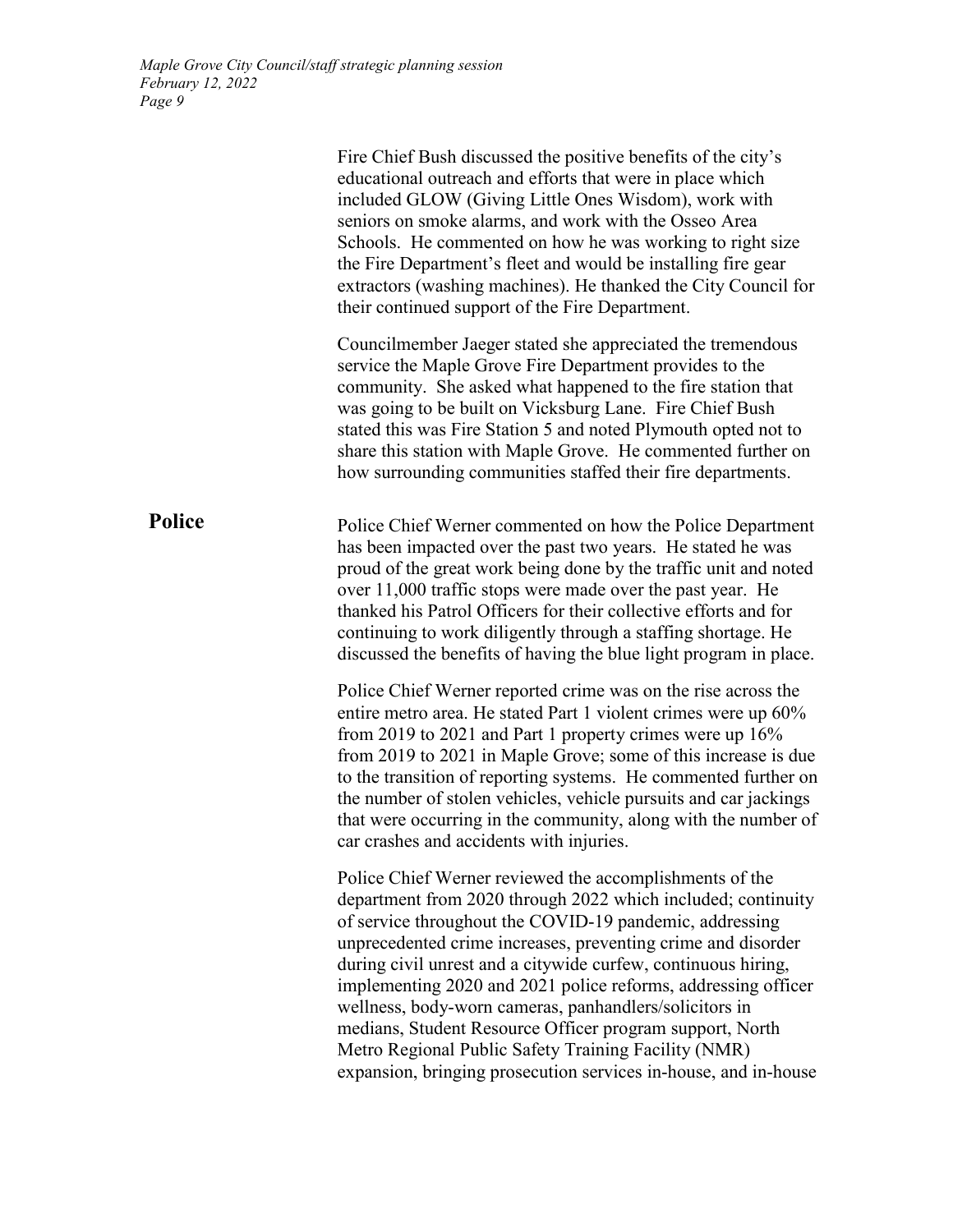Fire Chief Bush discussed the positive benefits of the city's educational outreach and efforts that were in place which included GLOW (Giving Little Ones Wisdom), work with seniors on smoke alarms, and work with the Osseo Area Schools. He commented on how he was working to right size the Fire Department's fleet and would be installing fire gear extractors (washing machines). He thanked the City Council for their continued support of the Fire Department.

Councilmember Jaeger stated she appreciated the tremendous service the Maple Grove Fire Department provides to the community. She asked what happened to the fire station that was going to be built on Vicksburg Lane. Fire Chief Bush stated this was Fire Station 5 and noted Plymouth opted not to share this station with Maple Grove. He commented further on how surrounding communities staffed their fire departments.

**Police**

Police Chief Werner commented on how the Police Department has been impacted over the past two years. He stated he was proud of the great work being done by the traffic unit and noted over 11,000 traffic stops were made over the past year. He thanked his Patrol Officers for their collective efforts and for continuing to work diligently through a staffing shortage. He discussed the benefits of having the blue light program in place.

Police Chief Werner reported crime was on the rise across the entire metro area. He stated Part 1 violent crimes were up 60% from 2019 to 2021 and Part 1 property crimes were up 16% from 2019 to 2021 in Maple Grove; some of this increase is due to the transition of reporting systems. He commented further on the number of stolen vehicles, vehicle pursuits and car jackings that were occurring in the community, along with the number of car crashes and accidents with injuries.

Police Chief Werner reviewed the accomplishments of the department from 2020 through 2022 which included; continuity of service throughout the COVID-19 pandemic, addressing unprecedented crime increases, preventing crime and disorder during civil unrest and a citywide curfew, continuous hiring, implementing 2020 and 2021 police reforms, addressing officer wellness, body-worn cameras, panhandlers/solicitors in medians, Student Resource Officer program support, North Metro Regional Public Safety Training Facility (NMR) expansion, bringing prosecution services in-house, and in-house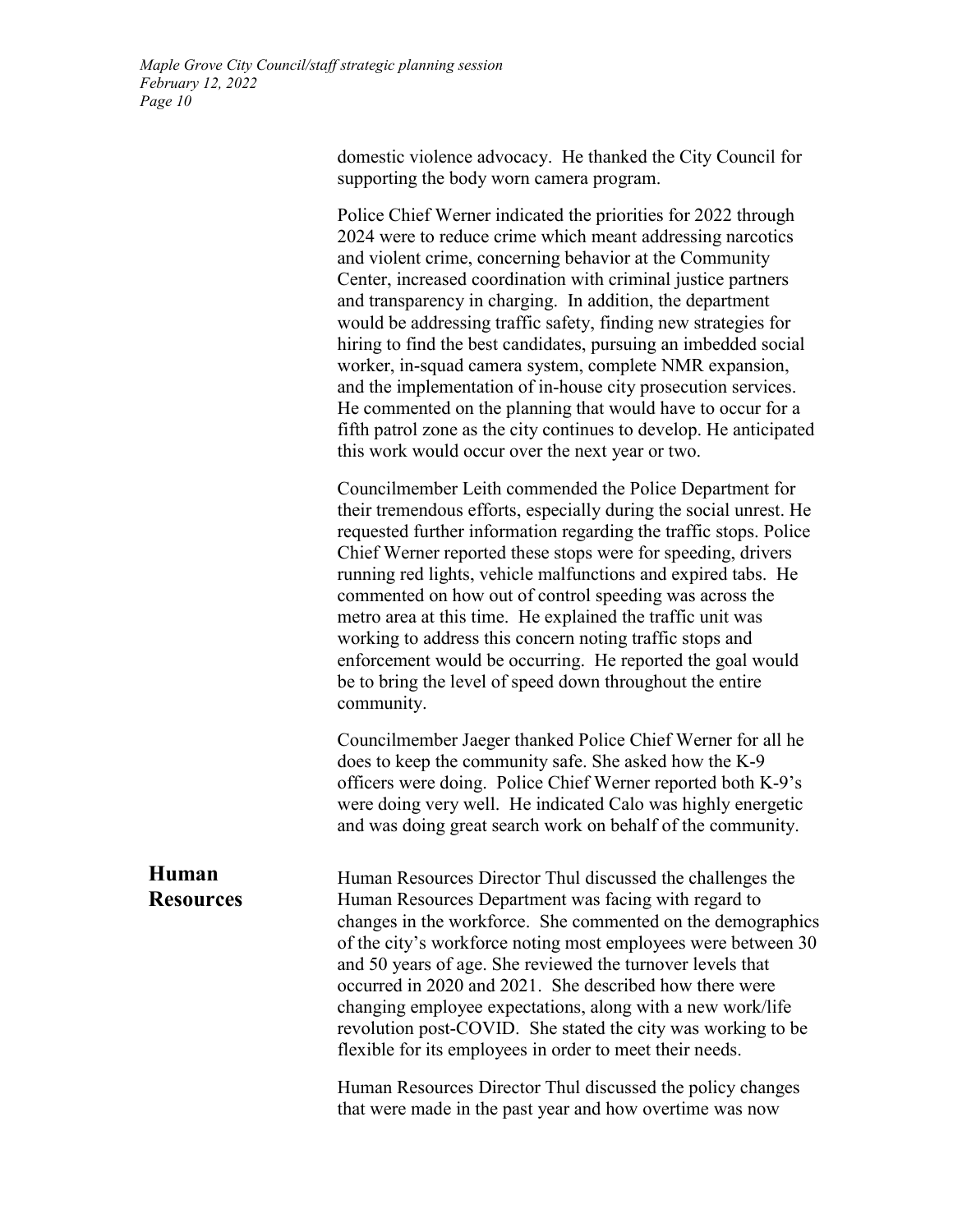domestic violence advocacy. He thanked the City Council for supporting the body worn camera program.

Police Chief Werner indicated the priorities for 2022 through 2024 were to reduce crime which meant addressing narcotics and violent crime, concerning behavior at the Community Center, increased coordination with criminal justice partners and transparency in charging. In addition, the department would be addressing traffic safety, finding new strategies for hiring to find the best candidates, pursuing an imbedded social worker, in-squad camera system, complete NMR expansion, and the implementation of in-house city prosecution services. He commented on the planning that would have to occur for a fifth patrol zone as the city continues to develop. He anticipated this work would occur over the next year or two.

Councilmember Leith commended the Police Department for their tremendous efforts, especially during the social unrest. He requested further information regarding the traffic stops. Police Chief Werner reported these stops were for speeding, drivers running red lights, vehicle malfunctions and expired tabs. He commented on how out of control speeding was across the metro area at this time. He explained the traffic unit was working to address this concern noting traffic stops and enforcement would be occurring. He reported the goal would be to bring the level of speed down throughout the entire community.

Councilmember Jaeger thanked Police Chief Werner for all he does to keep the community safe. She asked how the K-9 officers were doing. Police Chief Werner reported both K-9's were doing very well. He indicated Calo was highly energetic and was doing great search work on behalf of the community.

**Human Resources**

Human Resources Director Thul discussed the challenges the Human Resources Department was facing with regard to changes in the workforce. She commented on the demographics of the city's workforce noting most employees were between 30 and 50 years of age. She reviewed the turnover levels that occurred in 2020 and 2021. She described how there were changing employee expectations, along with a new work/life revolution post-COVID. She stated the city was working to be flexible for its employees in order to meet their needs.

Human Resources Director Thul discussed the policy changes that were made in the past year and how overtime was now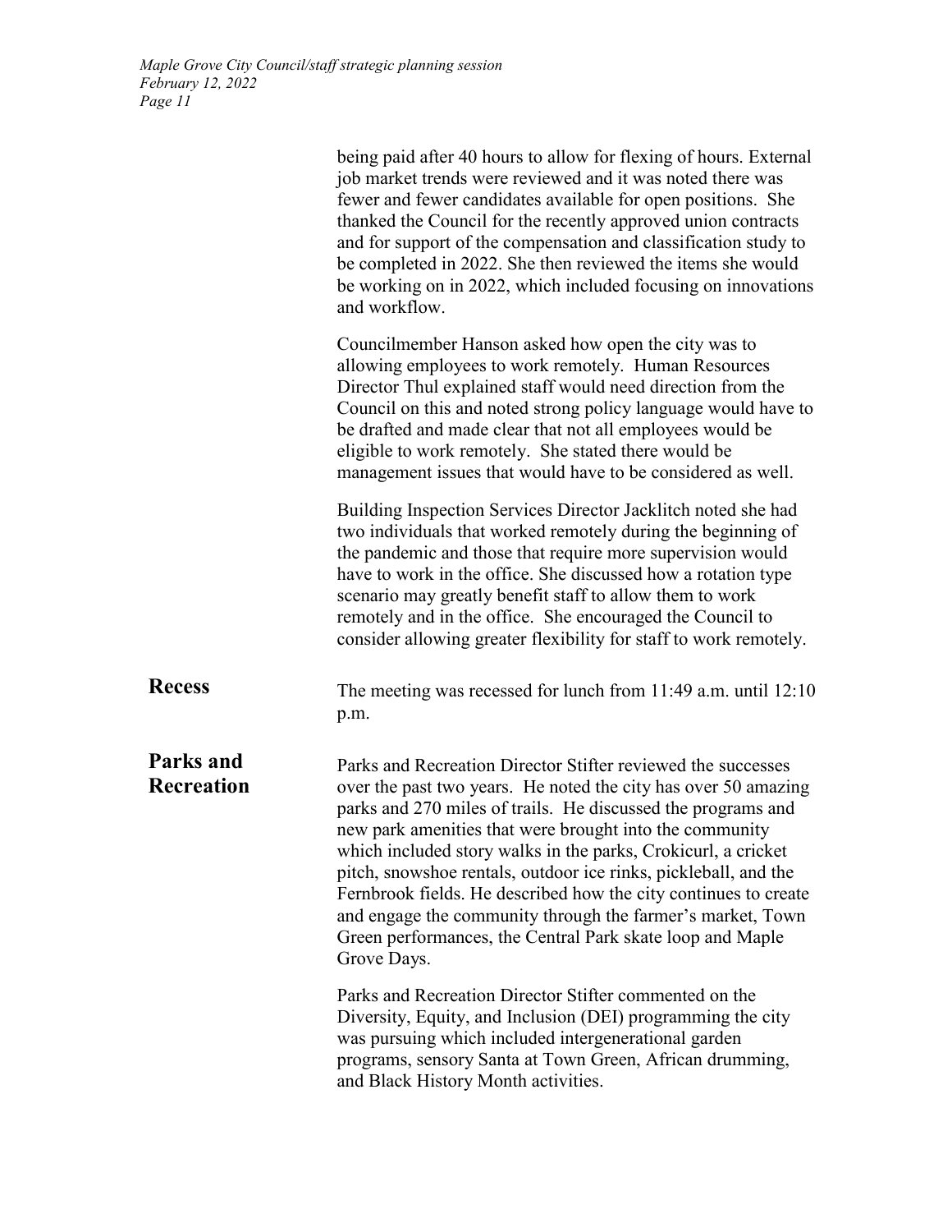being paid after 40 hours to allow for flexing of hours. External job market trends were reviewed and it was noted there was fewer and fewer candidates available for open positions. She thanked the Council for the recently approved union contracts and for support of the compensation and classification study to be completed in 2022. She then reviewed the items she would be working on in 2022, which included focusing on innovations and workflow.

Councilmember Hanson asked how open the city was to allowing employees to work remotely. Human Resources Director Thul explained staff would need direction from the Council on this and noted strong policy language would have to be drafted and made clear that not all employees would be eligible to work remotely. She stated there would be management issues that would have to be considered as well.

Building Inspection Services Director Jacklitch noted she had two individuals that worked remotely during the beginning of the pandemic and those that require more supervision would have to work in the office. She discussed how a rotation type scenario may greatly benefit staff to allow them to work remotely and in the office. She encouraged the Council to consider allowing greater flexibility for staff to work remotely.

**Recess**

The meeting was recessed for lunch from 11:49 a.m. until 12:10 p.m.

**Parks and Recreation**

Parks and Recreation Director Stifter reviewed the successes over the past two years. He noted the city has over 50 amazing parks and 270 miles of trails. He discussed the programs and new park amenities that were brought into the community which included story walks in the parks, Crokicurl, a cricket pitch, snowshoe rentals, outdoor ice rinks, pickleball, and the Fernbrook fields. He described how the city continues to create and engage the community through the farmer's market, Town Green performances, the Central Park skate loop and Maple Grove Days.

Parks and Recreation Director Stifter commented on the Diversity, Equity, and Inclusion (DEI) programming the city was pursuing which included intergenerational garden programs, sensory Santa at Town Green, African drumming, and Black History Month activities.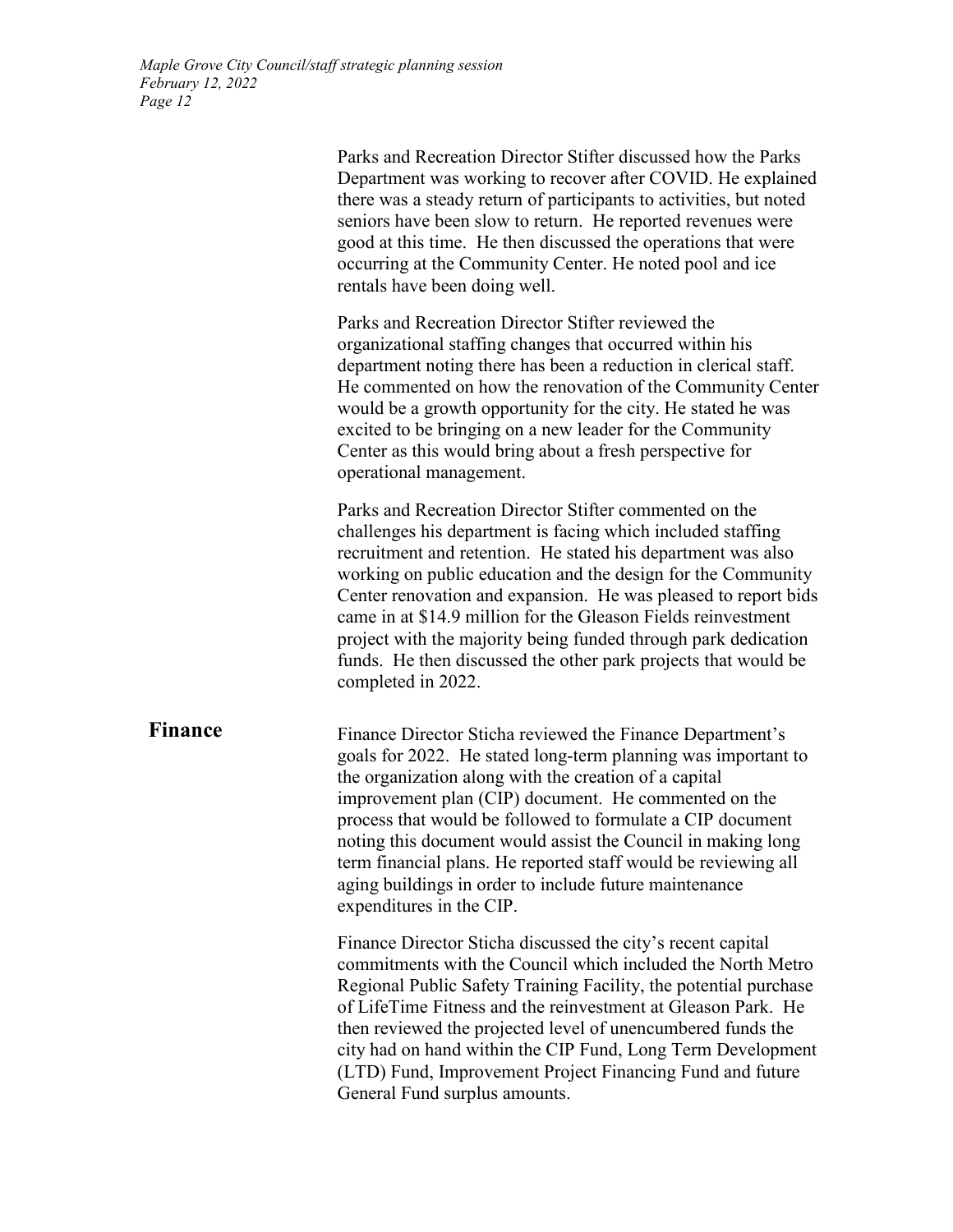Parks and Recreation Director Stifter discussed how the Parks Department was working to recover after COVID. He explained there was a steady return of participants to activities, but noted seniors have been slow to return. He reported revenues were good at this time. He then discussed the operations that were occurring at the Community Center. He noted pool and ice rentals have been doing well.

Parks and Recreation Director Stifter reviewed the organizational staffing changes that occurred within his department noting there has been a reduction in clerical staff. He commented on how the renovation of the Community Center would be a growth opportunity for the city. He stated he was excited to be bringing on a new leader for the Community Center as this would bring about a fresh perspective for operational management.

Parks and Recreation Director Stifter commented on the challenges his department is facing which included staffing recruitment and retention. He stated his department was also working on public education and the design for the Community Center renovation and expansion. He was pleased to report bids came in at $14.9 million for the Gleason Fields reinvestment project with the majority being funded through park dedication funds. He then discussed the other park projects that would be completed in 2022.

**Finance**

Finance Director Sticha reviewed the Finance Department's goals for 2022. He stated long-term planning was important to the organization along with the creation of a capital improvement plan (CIP) document. He commented on the process that would be followed to formulate a CIP document noting this document would assist the Council in making long term financial plans. He reported staff would be reviewing all aging buildings in order to include future maintenance expenditures in the CIP.

Finance Director Sticha discussed the city's recent capital commitments with the Council which included the North Metro Regional Public Safety Training Facility, the potential purchase of LifeTime Fitness and the reinvestment at Gleason Park. He then reviewed the projected level of unencumbered funds the city had on hand within the CIP Fund, Long Term Development (LTD) Fund, Improvement Project Financing Fund and future General Fund surplus amounts.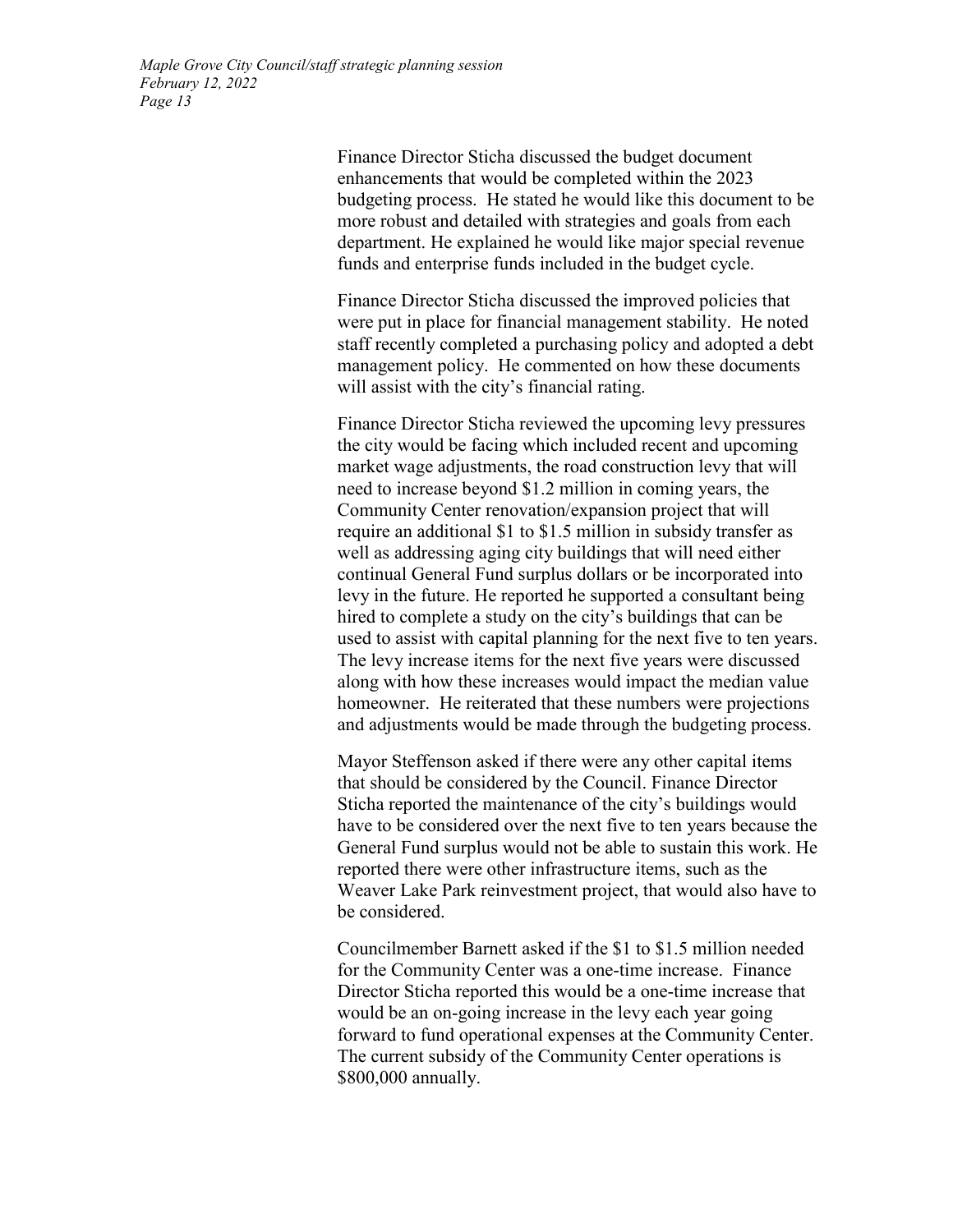Finance Director Sticha discussed the budget document enhancements that would be completed within the 2023 budgeting process. He stated he would like this document to be more robust and detailed with strategies and goals from each department. He explained he would like major special revenue funds and enterprise funds included in the budget cycle.

Finance Director Sticha discussed the improved policies that were put in place for financial management stability. He noted staff recently completed a purchasing policy and adopted a debt management policy. He commented on how these documents will assist with the city's financial rating.

Finance Director Sticha reviewed the upcoming levy pressures the city would be facing which included recent and upcoming market wage adjustments, the road construction levy that will need to increase beyond $1.2 million in coming years, the Community Center renovation/expansion project that will require an additional $1 to $1.5 million in subsidy transfer as well as addressing aging city buildings that will need either continual General Fund surplus dollars or be incorporated into levy in the future. He reported he supported a consultant being hired to complete a study on the city's buildings that can be used to assist with capital planning for the next five to ten years. The levy increase items for the next five years were discussed along with how these increases would impact the median value homeowner. He reiterated that these numbers were projections and adjustments would be made through the budgeting process.

Mayor Steffenson asked if there were any other capital items that should be considered by the Council. Finance Director Sticha reported the maintenance of the city's buildings would have to be considered over the next five to ten years because the General Fund surplus would not be able to sustain this work. He reported there were other infrastructure items, such as the Weaver Lake Park reinvestment project, that would also have to be considered.

Councilmember Barnett asked if the $1 to $1.5 million needed for the Community Center was a one-time increase. Finance Director Sticha reported this would be a one-time increase that would be an on-going increase in the levy each year going forward to fund operational expenses at the Community Center. The current subsidy of the Community Center operations is $800,000 annually.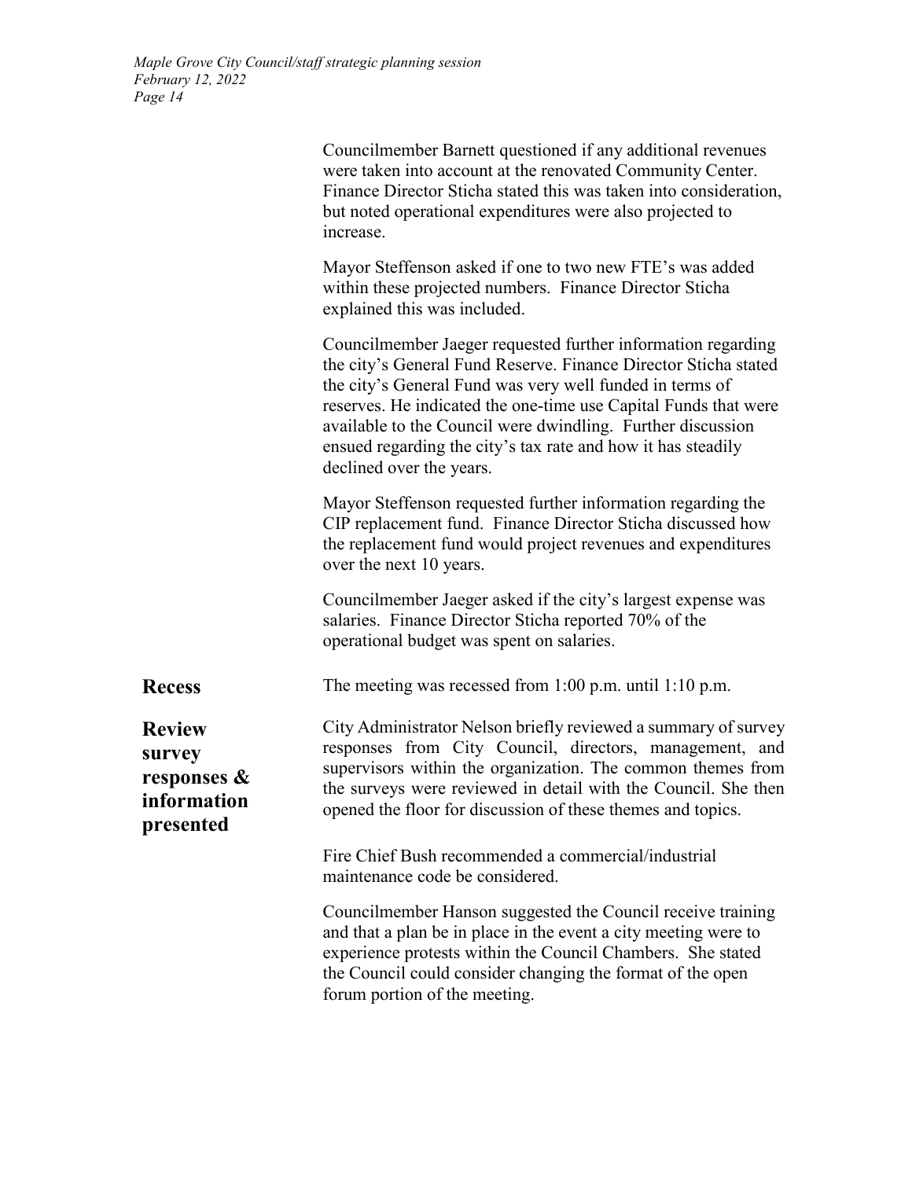Councilmember Barnett questioned if any additional revenues were taken into account at the renovated Community Center. Finance Director Sticha stated this was taken into consideration, but noted operational expenditures were also projected to increase.

Mayor Steffenson asked if one to two new FTE's was added within these projected numbers. Finance Director Sticha explained this was included.

Councilmember Jaeger requested further information regarding the city's General Fund Reserve. Finance Director Sticha stated the city's General Fund was very well funded in terms of reserves. He indicated the one-time use Capital Funds that were available to the Council were dwindling. Further discussion ensued regarding the city's tax rate and how it has steadily declined over the years.

Mayor Steffenson requested further information regarding the CIP replacement fund. Finance Director Sticha discussed how the replacement fund would project revenues and expenditures over the next 10 years.

Councilmember Jaeger asked if the city's largest expense was salaries. Finance Director Sticha reported 70% of the operational budget was spent on salaries.

**Recess**

The meeting was recessed from 1:00 p.m. until 1:10 p.m.

**Review survey responses & information presented**

City Administrator Nelson briefly reviewed a summary of survey responses from City Council, directors, management, and supervisors within the organization. The common themes from the surveys were reviewed in detail with the Council. She then opened the floor for discussion of these themes and topics.

Fire Chief Bush recommended a commercial/industrial maintenance code be considered.

Councilmember Hanson suggested the Council receive training and that a plan be in place in the event a city meeting were to experience protests within the Council Chambers. She stated the Council could consider changing the format of the open forum portion of the meeting.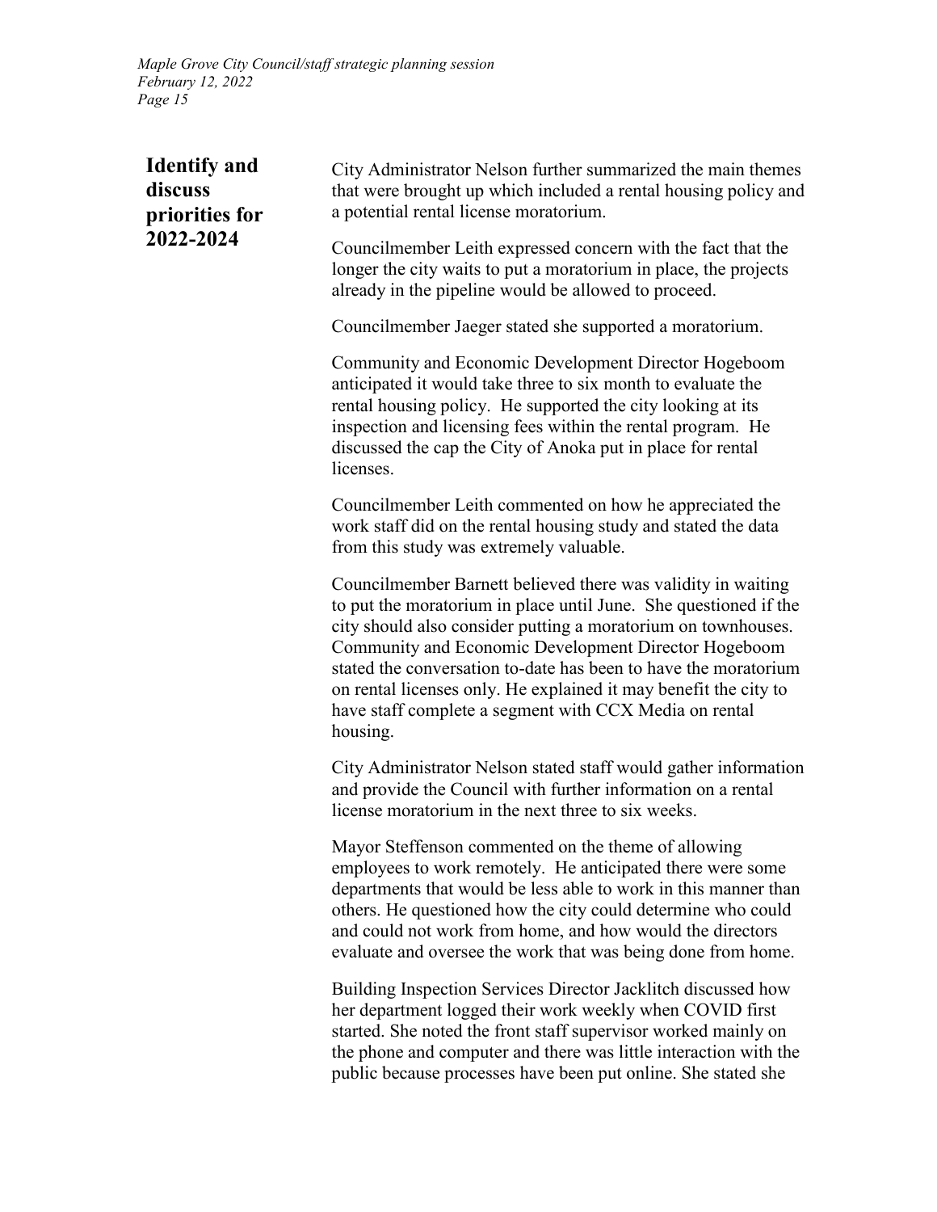## Identify and discuss priorities for 2022-2024

City Administrator Nelson further summarized the main themes that were brought up which included a rental housing policy and a potential rental license moratorium.

Councilmember Leith expressed concern with the fact that the longer the city waits to put a moratorium in place, the projects already in the pipeline would be allowed to proceed.

Councilmember Jaeger stated she supported a moratorium.

Community and Economic Development Director Hogeboom anticipated it would take three to six month to evaluate the rental housing policy. He supported the city looking at its inspection and licensing fees within the rental program. He discussed the cap the City of Anoka put in place for rental licenses.

Councilmember Leith commented on how he appreciated the work staff did on the rental housing study and stated the data from this study was extremely valuable.

Councilmember Barnett believed there was validity in waiting to put the moratorium in place until June. She questioned if the city should also consider putting a moratorium on townhouses. Community and Economic Development Director Hogeboom stated the conversation to-date has been to have the moratorium on rental licenses only. He explained it may benefit the city to have staff complete a segment with CCX Media on rental housing.

City Administrator Nelson stated staff would gather information and provide the Council with further information on a rental license moratorium in the next three to six weeks.

Mayor Steffenson commented on the theme of allowing employees to work remotely. He anticipated there were some departments that would be less able to work in this manner than others. He questioned how the city could determine who could and could not work from home, and how would the directors evaluate and oversee the work that was being done from home.

Building Inspection Services Director Jacklitch discussed how her department logged their work weekly when COVID first started. She noted the front staff supervisor worked mainly on the phone and computer and there was little interaction with the public because processes have been put online. She stated she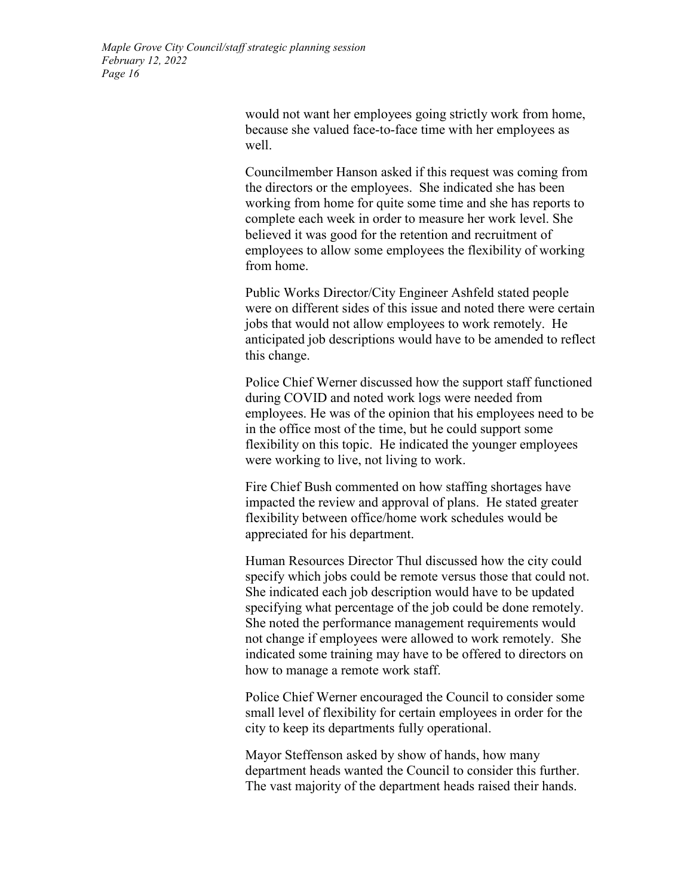would not want her employees going strictly work from home, because she valued face-to-face time with her employees as well.

Councilmember Hanson asked if this request was coming from the directors or the employees. She indicated she has been working from home for quite some time and she has reports to complete each week in order to measure her work level. She believed it was good for the retention and recruitment of employees to allow some employees the flexibility of working from home.

Public Works Director/City Engineer Ashfeld stated people were on different sides of this issue and noted there were certain jobs that would not allow employees to work remotely. He anticipated job descriptions would have to be amended to reflect this change.

Police Chief Werner discussed how the support staff functioned during COVID and noted work logs were needed from employees. He was of the opinion that his employees need to be in the office most of the time, but he could support some flexibility on this topic. He indicated the younger employees were working to live, not living to work.

Fire Chief Bush commented on how staffing shortages have impacted the review and approval of plans. He stated greater flexibility between office/home work schedules would be appreciated for his department.

Human Resources Director Thul discussed how the city could specify which jobs could be remote versus those that could not. She indicated each job description would have to be updated specifying what percentage of the job could be done remotely. She noted the performance management requirements would not change if employees were allowed to work remotely. She indicated some training may have to be offered to directors on how to manage a remote work staff.

Police Chief Werner encouraged the Council to consider some small level of flexibility for certain employees in order for the city to keep its departments fully operational.

Mayor Steffenson asked by show of hands, how many department heads wanted the Council to consider this further. The vast majority of the department heads raised their hands.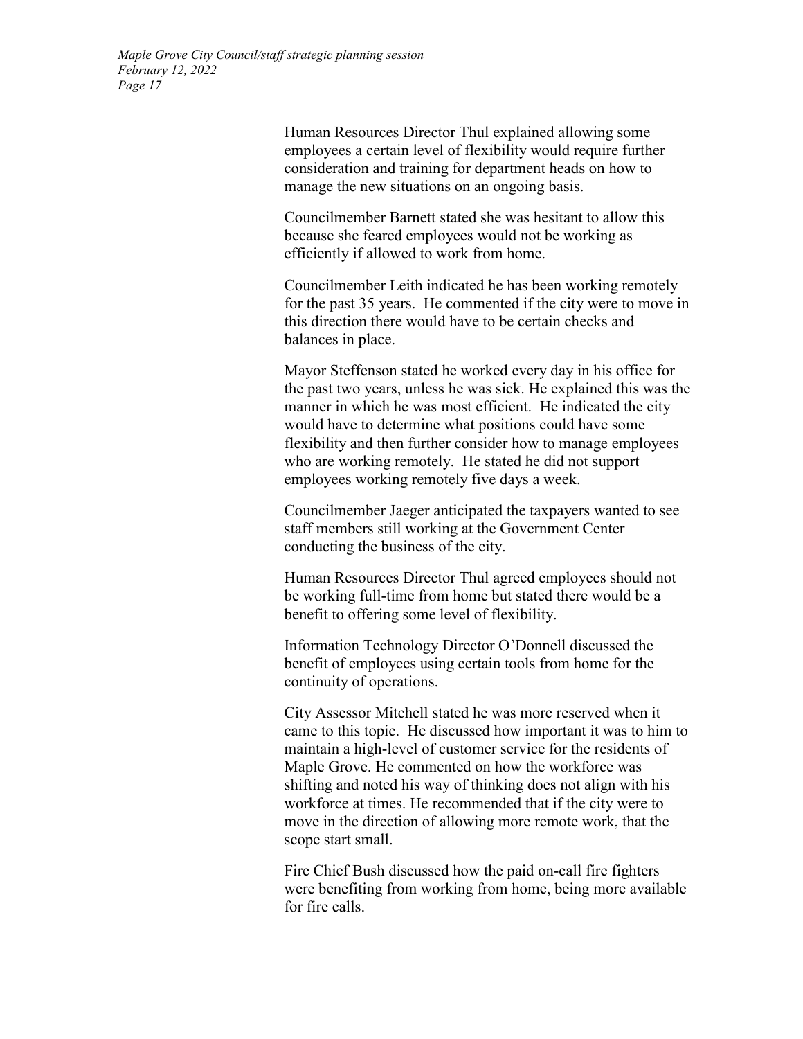Human Resources Director Thul explained allowing some employees a certain level of flexibility would require further consideration and training for department heads on how to manage the new situations on an ongoing basis.

Councilmember Barnett stated she was hesitant to allow this because she feared employees would not be working as efficiently if allowed to work from home.

Councilmember Leith indicated he has been working remotely for the past 35 years. He commented if the city were to move in this direction there would have to be certain checks and balances in place.

Mayor Steffenson stated he worked every day in his office for the past two years, unless he was sick. He explained this was the manner in which he was most efficient. He indicated the city would have to determine what positions could have some flexibility and then further consider how to manage employees who are working remotely. He stated he did not support employees working remotely five days a week.

Councilmember Jaeger anticipated the taxpayers wanted to see staff members still working at the Government Center conducting the business of the city.

Human Resources Director Thul agreed employees should not be working full-time from home but stated there would be a benefit to offering some level of flexibility.

Information Technology Director O'Donnell discussed the benefit of employees using certain tools from home for the continuity of operations.

City Assessor Mitchell stated he was more reserved when it came to this topic. He discussed how important it was to him to maintain a high-level of customer service for the residents of Maple Grove. He commented on how the workforce was shifting and noted his way of thinking does not align with his workforce at times. He recommended that if the city were to move in the direction of allowing more remote work, that the scope start small.

Fire Chief Bush discussed how the paid on-call fire fighters were benefiting from working from home, being more available for fire calls.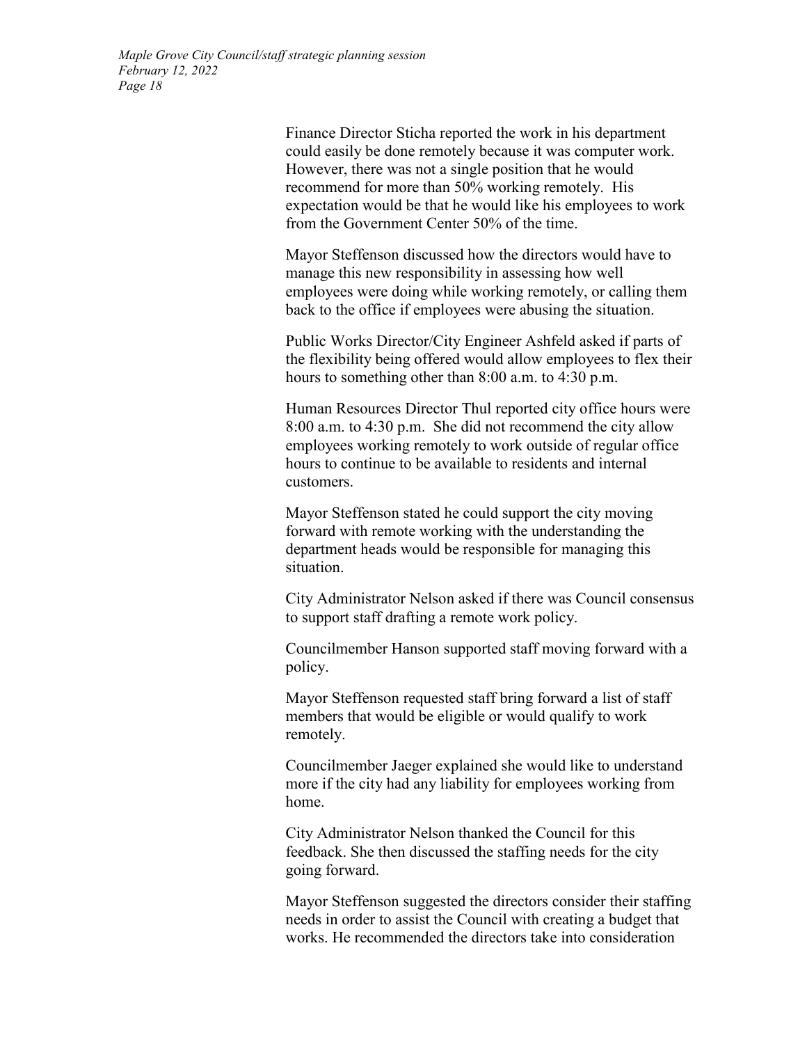Finance Director Sticha reported the work in his department could easily be done remotely because it was computer work. However, there was not a single position that he would recommend for more than 50% working remotely. His expectation would be that he would like his employees to work from the Government Center 50% of the time.

Mayor Steffenson discussed how the directors would have to manage this new responsibility in assessing how well employees were doing while working remotely, or calling them back to the office if employees were abusing the situation.

Public Works Director/City Engineer Ashfeld asked if parts of the flexibility being offered would allow employees to flex their hours to something other than 8:00 a.m. to 4:30 p.m.

Human Resources Director Thul reported city office hours were 8:00 a.m. to 4:30 p.m. She did not recommend the city allow employees working remotely to work outside of regular office hours to continue to be available to residents and internal customers.

Mayor Steffenson stated he could support the city moving forward with remote working with the understanding the department heads would be responsible for managing this situation.

City Administrator Nelson asked if there was Council consensus to support staff drafting a remote work policy.

Councilmember Hanson supported staff moving forward with a policy.

Mayor Steffenson requested staff bring forward a list of staff members that would be eligible or would qualify to work remotely.

Councilmember Jaeger explained she would like to understand more if the city had any liability for employees working from home.

City Administrator Nelson thanked the Council for this feedback. She then discussed the staffing needs for the city going forward.

Mayor Steffenson suggested the directors consider their staffing needs in order to assist the Council with creating a budget that works. He recommended the directors take into consideration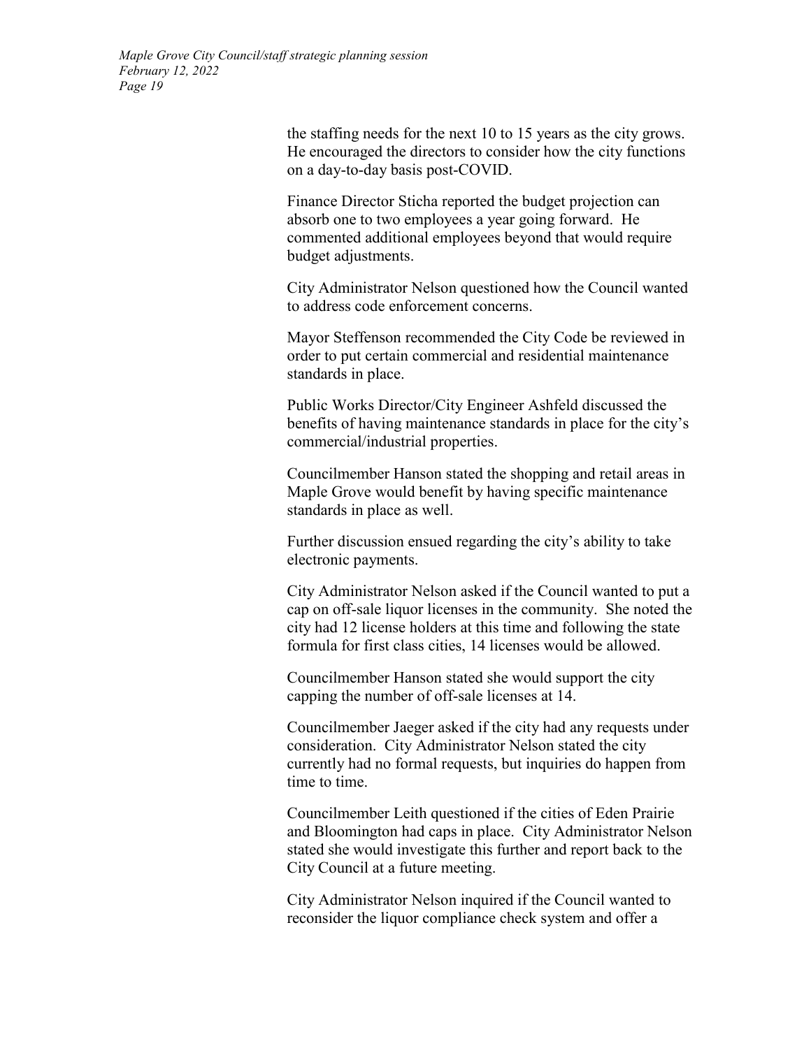the staffing needs for the next 10 to 15 years as the city grows. He encouraged the directors to consider how the city functions on a day-to-day basis post-COVID.

Finance Director Sticha reported the budget projection can absorb one to two employees a year going forward. He commented additional employees beyond that would require budget adjustments.

City Administrator Nelson questioned how the Council wanted to address code enforcement concerns.

Mayor Steffenson recommended the City Code be reviewed in order to put certain commercial and residential maintenance standards in place.

Public Works Director/City Engineer Ashfeld discussed the benefits of having maintenance standards in place for the city's commercial/industrial properties.

Councilmember Hanson stated the shopping and retail areas in Maple Grove would benefit by having specific maintenance standards in place as well.

Further discussion ensued regarding the city's ability to take electronic payments.

City Administrator Nelson asked if the Council wanted to put a cap on off-sale liquor licenses in the community. She noted the city had 12 license holders at this time and following the state formula for first class cities, 14 licenses would be allowed.

Councilmember Hanson stated she would support the city capping the number of off-sale licenses at 14.

Councilmember Jaeger asked if the city had any requests under consideration. City Administrator Nelson stated the city currently had no formal requests, but inquiries do happen from time to time.

Councilmember Leith questioned if the cities of Eden Prairie and Bloomington had caps in place. City Administrator Nelson stated she would investigate this further and report back to the City Council at a future meeting.

City Administrator Nelson inquired if the Council wanted to reconsider the liquor compliance check system and offer a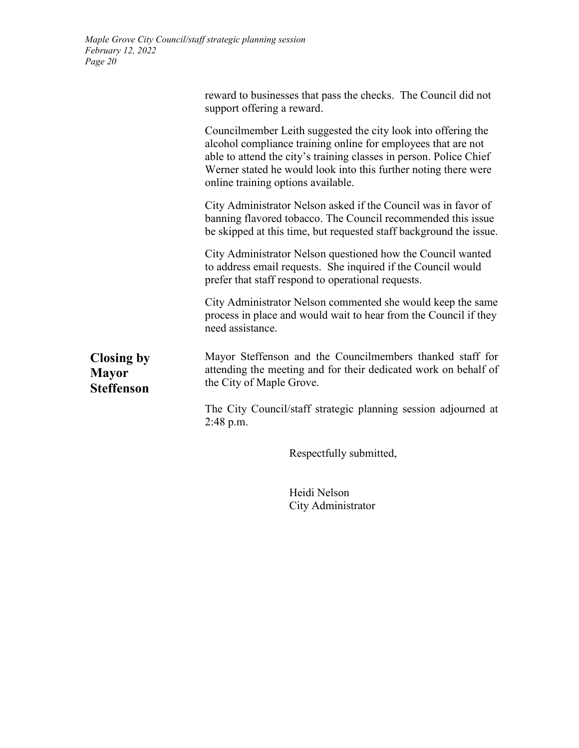reward to businesses that pass the checks. The Council did not support offering a reward.

Councilmember Leith suggested the city look into offering the alcohol compliance training online for employees that are not able to attend the city's training classes in person. Police Chief Werner stated he would look into this further noting there were online training options available.

City Administrator Nelson asked if the Council was in favor of banning flavored tobacco. The Council recommended this issue be skipped at this time, but requested staff background the issue.

City Administrator Nelson questioned how the Council wanted to address email requests. She inquired if the Council would prefer that staff respond to operational requests.

City Administrator Nelson commented she would keep the same process in place and would wait to hear from the Council if they need assistance.

## Closing by Mayor Steffenson

Mayor Steffenson and the Councilmembers thanked staff for attending the meeting and for their dedicated work on behalf of the City of Maple Grove.

The City Council/staff strategic planning session adjourned at 2:48 p.m.

Respectfully submitted,

Heidi Nelson
City Administrator